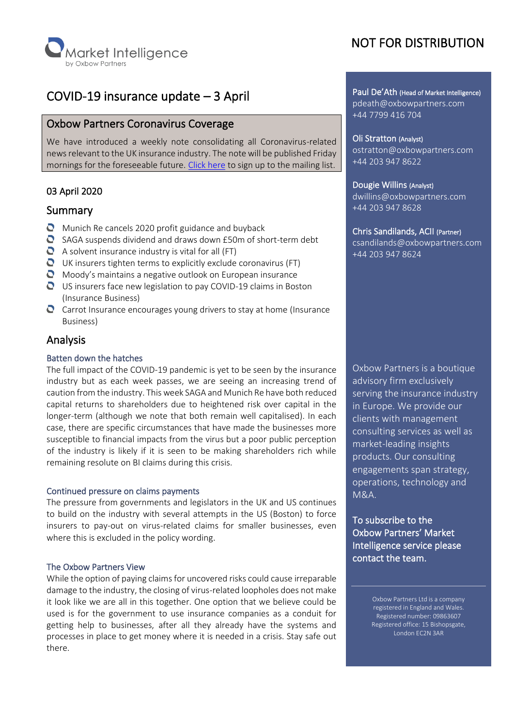Market Intelligence
by Oxbow Partners

NOT FOR DISTRIBUTION

# COVID-19 insurance update – 3 April

## Oxbow Partners Coronavirus Coverage

We have introduced a weekly note consolidating all Coronavirus-related news relevant to the UK insurance industry. The note will be published Friday mornings for the foreseeable future. [Click here] to sign up to the mailing list.

### 03 April 2020

## Summary

- Munich Re cancels 2020 profit guidance and buyback
- SAGA suspends dividend and draws down £50m of short-term debt
- A solvent insurance industry is vital for all (FT)
- UK insurers tighten terms to explicitly exclude coronavirus (FT)
- Moody's maintains a negative outlook on European insurance
- US insurers face new legislation to pay COVID-19 claims in Boston (Insurance Business)
- Carrot Insurance encourages young drivers to stay at home (Insurance Business)

## Analysis

### Batten down the hatches

The full impact of the COVID-19 pandemic is yet to be seen by the insurance industry but as each week passes, we are seeing an increasing trend of caution from the industry. This week SAGA and Munich Re have both reduced capital returns to shareholders due to heightened risk over capital in the longer-term (although we note that both remain well capitalised). In each case, there are specific circumstances that have made the businesses more susceptible to financial impacts from the virus but a poor public perception of the industry is likely if it is seen to be making shareholders rich while remaining resolute on BI claims during this crisis.

### Continued pressure on claims payments

The pressure from governments and legislators in the UK and US continues to build on the industry with several attempts in the US (Boston) to force insurers to pay-out on virus-related claims for smaller businesses, even where this is excluded in the policy wording.

### The Oxbow Partners View

While the option of paying claims for uncovered risks could cause irreparable damage to the industry, the closing of virus-related loopholes does not make it look like we are all in this together. One option that we believe could be used is for the government to use insurance companies as a conduit for getting help to businesses, after all they already have the systems and processes in place to get money where it is needed in a crisis. Stay safe out there.

---

**Paul De'Ath** (Head of Market Intelligence)
pdeath@oxbowpartners.com
+44 7799 416 704

**Oli Stratton** (Analyst)
ostratton@oxbowpartners.com
+44 203 947 8622

**Dougie Willins** (Analyst)
dwillins@oxbowpartners.com
+44 203 947 8628

**Chris Sandilands, ACII** (Partner)
csandilands@oxbowpartners.com
+44 203 947 8624

Oxbow Partners is a boutique advisory firm exclusively serving the insurance industry in Europe. We provide our clients with management consulting services as well as market-leading insights products. Our consulting engagements span strategy, operations, technology and M&A.

**To subscribe to the Oxbow Partners' Market Intelligence service please contact the team.**

Oxbow Partners Ltd is a company registered in England and Wales. Registered number: 09863607 Registered office: 15 Bishopsgate, London EC2N 3AR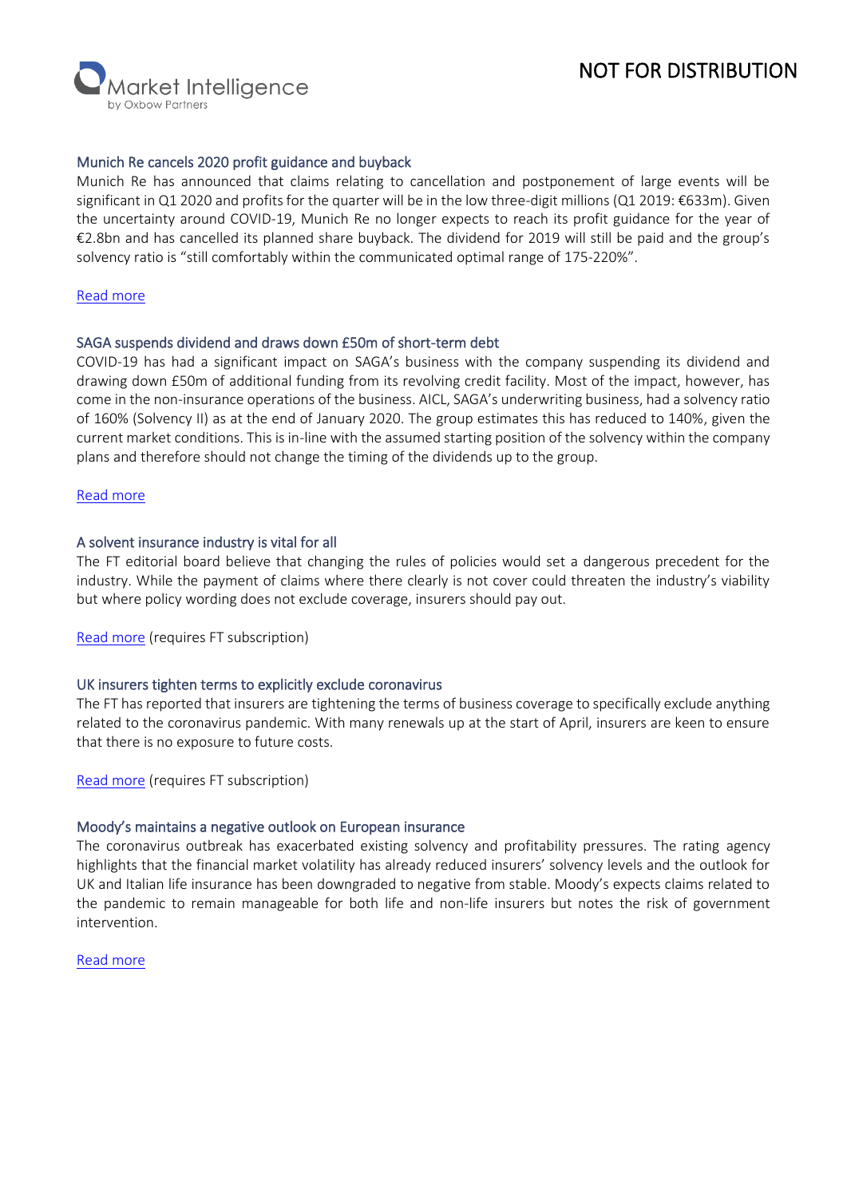### Munich Re cancels 2020 profit guidance and buyback

Munich Re has announced that claims relating to cancellation and postponement of large events will be significant in Q1 2020 and profits for the quarter will be in the low three-digit millions (Q1 2019: €633m). Given the uncertainty around COVID-19, Munich Re no longer expects to reach its profit guidance for the year of €2.8bn and has cancelled its planned share buyback. The dividend for 2019 will still be paid and the group's solvency ratio is "still comfortably within the communicated optimal range of 175-220%".

Read more

### SAGA suspends dividend and draws down £50m of short-term debt

COVID-19 has had a significant impact on SAGA's business with the company suspending its dividend and drawing down £50m of additional funding from its revolving credit facility. Most of the impact, however, has come in the non-insurance operations of the business. AICL, SAGA's underwriting business, had a solvency ratio of 160% (Solvency II) as at the end of January 2020. The group estimates this has reduced to 140%, given the current market conditions. This is in-line with the assumed starting position of the solvency within the company plans and therefore should not change the timing of the dividends up to the group.

Read more

### A solvent insurance industry is vital for all

The FT editorial board believe that changing the rules of policies would set a dangerous precedent for the industry. While the payment of claims where there clearly is not cover could threaten the industry's viability but where policy wording does not exclude coverage, insurers should pay out.

Read more (requires FT subscription)

### UK insurers tighten terms to explicitly exclude coronavirus

The FT has reported that insurers are tightening the terms of business coverage to specifically exclude anything related to the coronavirus pandemic. With many renewals up at the start of April, insurers are keen to ensure that there is no exposure to future costs.

Read more (requires FT subscription)

### Moody's maintains a negative outlook on European insurance

The coronavirus outbreak has exacerbated existing solvency and profitability pressures. The rating agency highlights that the financial market volatility has already reduced insurers' solvency levels and the outlook for UK and Italian life insurance has been downgraded to negative from stable. Moody's expects claims related to the pandemic to remain manageable for both life and non-life insurers but notes the risk of government intervention.

Read more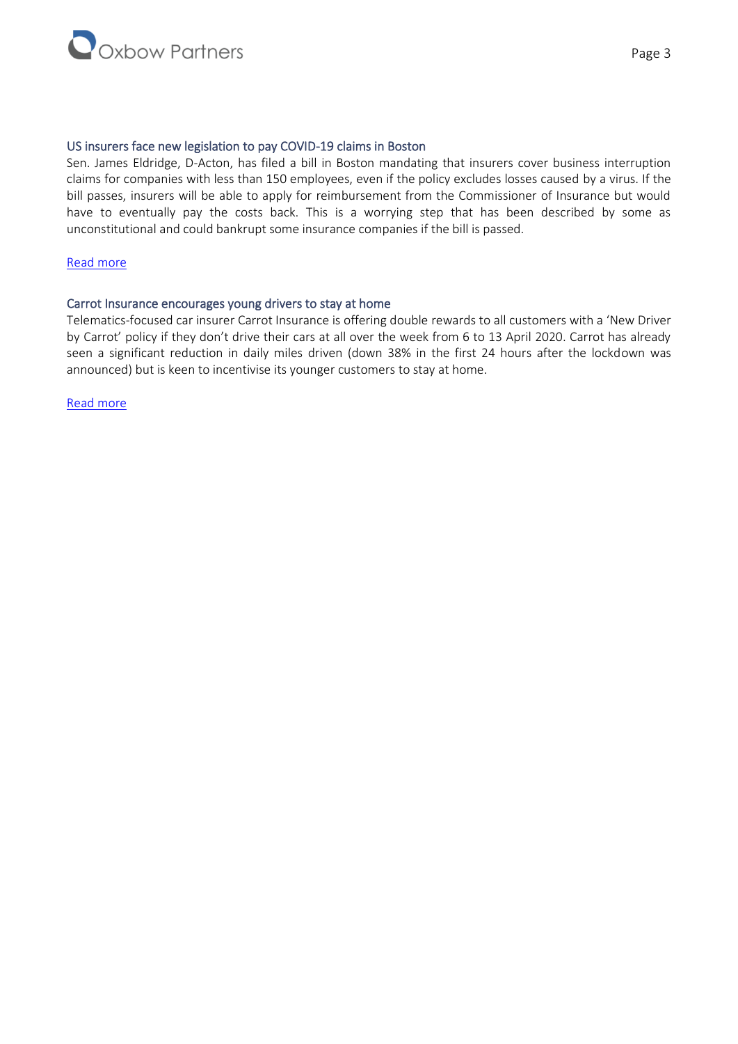### US insurers face new legislation to pay COVID-19 claims in Boston

Sen. James Eldridge, D-Acton, has filed a bill in Boston mandating that insurers cover business interruption claims for companies with less than 150 employees, even if the policy excludes losses caused by a virus. If the bill passes, insurers will be able to apply for reimbursement from the Commissioner of Insurance but would have to eventually pay the costs back. This is a worrying step that has been described by some as unconstitutional and could bankrupt some insurance companies if the bill is passed.

Read more

### Carrot Insurance encourages young drivers to stay at home

Telematics-focused car insurer Carrot Insurance is offering double rewards to all customers with a 'New Driver by Carrot' policy if they don't drive their cars at all over the week from 6 to 13 April 2020. Carrot has already seen a significant reduction in daily miles driven (down 38% in the first 24 hours after the lockdown was announced) but is keen to incentivise its younger customers to stay at home.

Read more